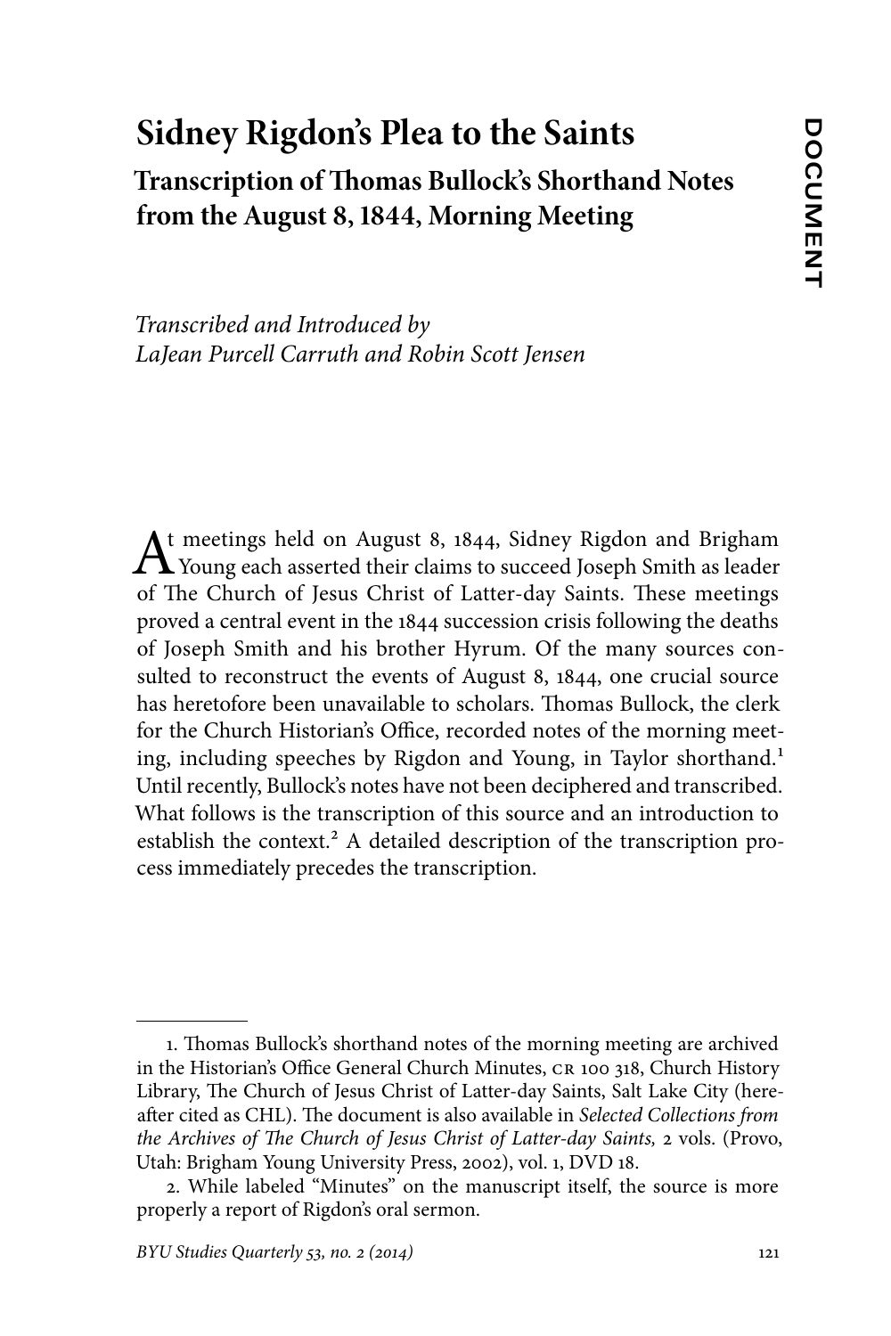# Sidney Rigdon's Plea to the Saints

## Transcription of Thomas Bullock's Shorthand Notes from the August 8, 1844, Morning Meeting

DOCUMENT

*Transcribed and Introduced by*
*LaJean Purcell Carruth and Robin Scott Jensen*

At meetings held on August 8, 1844, Sidney Rigdon and Brigham Young each asserted their claims to succeed Joseph Smith as leader of The Church of Jesus Christ of Latter-day Saints. These meetings proved a central event in the 1844 succession crisis following the deaths of Joseph Smith and his brother Hyrum. Of the many sources consulted to reconstruct the events of August 8, 1844, one crucial source has heretofore been unavailable to scholars. Thomas Bullock, the clerk for the Church Historian's Office, recorded notes of the morning meeting, including speeches by Rigdon and Young, in Taylor shorthand.[1] Until recently, Bullock's notes have not been deciphered and transcribed. What follows is the transcription of this source and an introduction to establish the context.[2] A detailed description of the transcription process immediately precedes the transcription.

---

1. Thomas Bullock's shorthand notes of the morning meeting are archived in the Historian's Office General Church Minutes, CR 100 318, Church History Library, The Church of Jesus Christ of Latter-day Saints, Salt Lake City (hereafter cited as CHL). The document is also available in *Selected Collections from the Archives of The Church of Jesus Christ of Latter-day Saints,* 2 vols. (Provo, Utah: Brigham Young University Press, 2002), vol. 1, DVD 18.

2. While labeled "Minutes" on the manuscript itself, the source is more properly a report of Rigdon's oral sermon.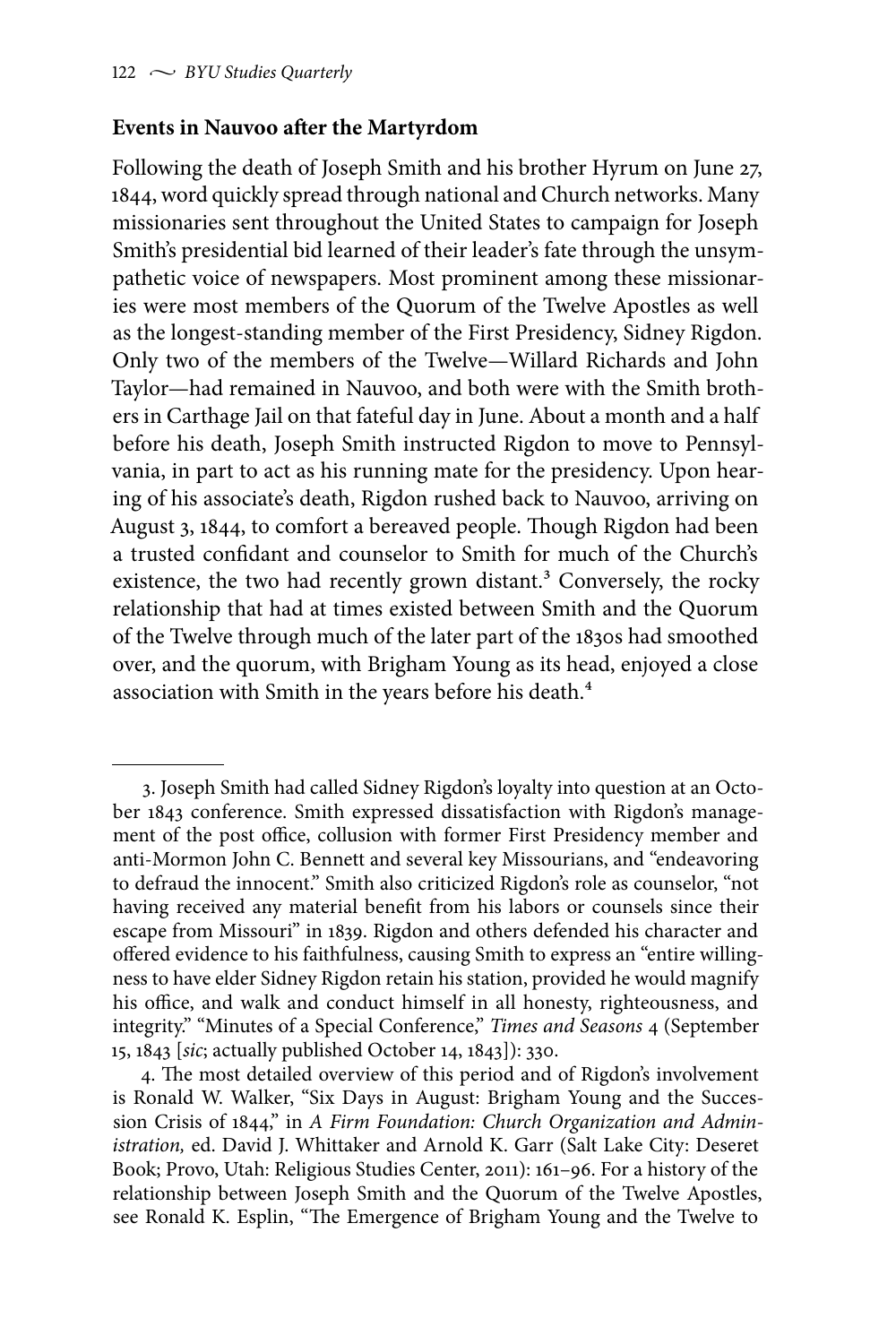**Events in Nauvoo after the Martyrdom**

Following the death of Joseph Smith and his brother Hyrum on June 27, 1844, word quickly spread through national and Church networks. Many missionaries sent throughout the United States to campaign for Joseph Smith's presidential bid learned of their leader's fate through the unsympathetic voice of newspapers. Most prominent among these missionaries were most members of the Quorum of the Twelve Apostles as well as the longest-standing member of the First Presidency, Sidney Rigdon. Only two of the members of the Twelve—Willard Richards and John Taylor—had remained in Nauvoo, and both were with the Smith brothers in Carthage Jail on that fateful day in June. About a month and a half before his death, Joseph Smith instructed Rigdon to move to Pennsylvania, in part to act as his running mate for the presidency. Upon hearing of his associate's death, Rigdon rushed back to Nauvoo, arriving on August 3, 1844, to comfort a bereaved people. Though Rigdon had been a trusted confidant and counselor to Smith for much of the Church's existence, the two had recently grown distant.[3] Conversely, the rocky relationship that had at times existed between Smith and the Quorum of the Twelve through much of the later part of the 1830s had smoothed over, and the quorum, with Brigham Young as its head, enjoyed a close association with Smith in the years before his death.[4]

---

3. Joseph Smith had called Sidney Rigdon's loyalty into question at an October 1843 conference. Smith expressed dissatisfaction with Rigdon's management of the post office, collusion with former First Presidency member and anti-Mormon John C. Bennett and several key Missourians, and "endeavoring to defraud the innocent." Smith also criticized Rigdon's role as counselor, "not having received any material benefit from his labors or counsels since their escape from Missouri" in 1839. Rigdon and others defended his character and offered evidence to his faithfulness, causing Smith to express an "entire willingness to have elder Sidney Rigdon retain his station, provided he would magnify his office, and walk and conduct himself in all honesty, righteousness, and integrity." "Minutes of a Special Conference," *Times and Seasons* 4 (September 15, 1843 [*sic*; actually published October 14, 1843]): 330.

4. The most detailed overview of this period and of Rigdon's involvement is Ronald W. Walker, "Six Days in August: Brigham Young and the Succession Crisis of 1844," in *A Firm Foundation: Church Organization and Administration,* ed. David J. Whittaker and Arnold K. Garr (Salt Lake City: Deseret Book; Provo, Utah: Religious Studies Center, 2011): 161–96. For a history of the relationship between Joseph Smith and the Quorum of the Twelve Apostles, see Ronald K. Esplin, "The Emergence of Brigham Young and the Twelve to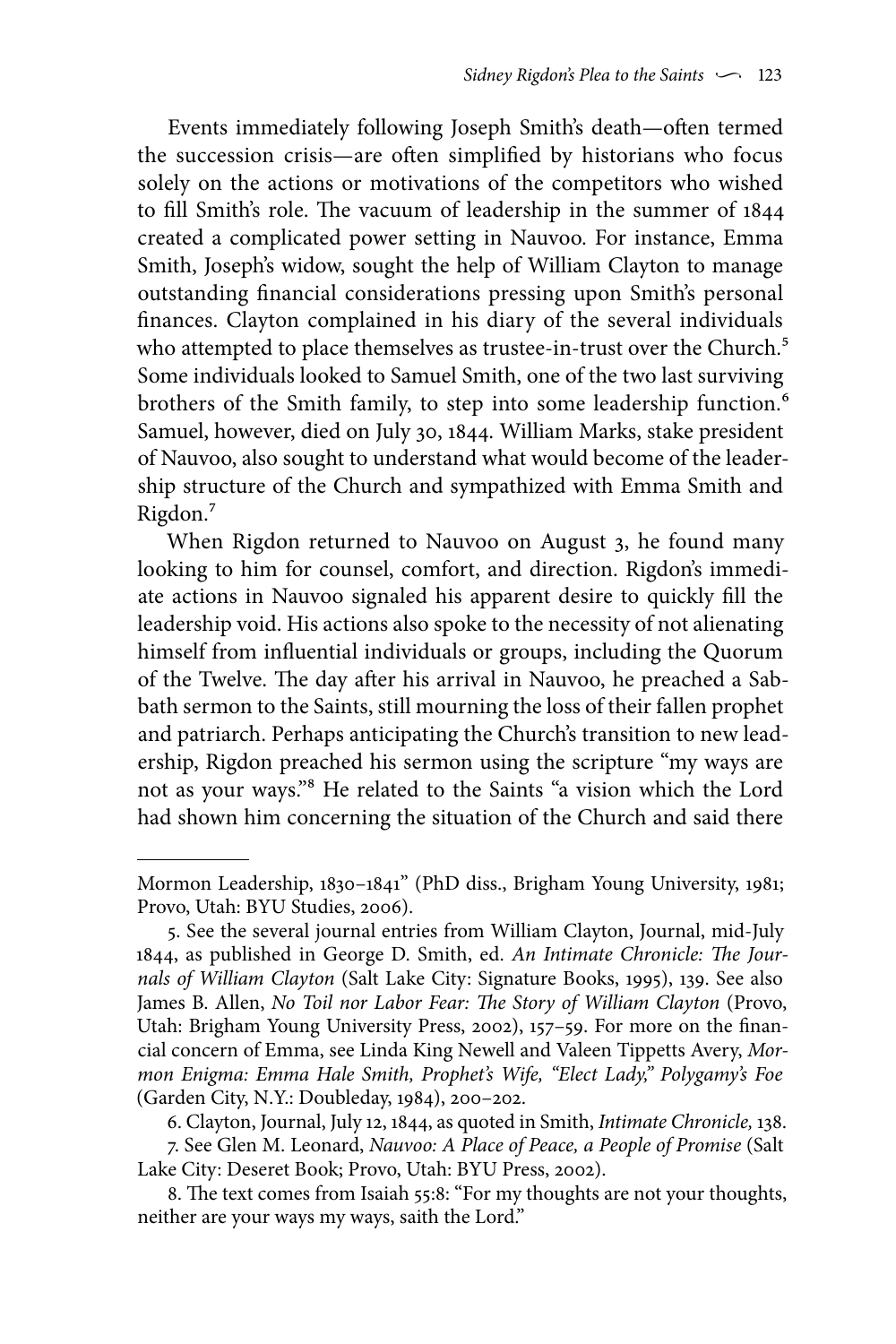Events immediately following Joseph Smith's death—often termed the succession crisis—are often simplified by historians who focus solely on the actions or motivations of the competitors who wished to fill Smith's role. The vacuum of leadership in the summer of 1844 created a complicated power setting in Nauvoo. For instance, Emma Smith, Joseph's widow, sought the help of William Clayton to manage outstanding financial considerations pressing upon Smith's personal finances. Clayton complained in his diary of the several individuals who attempted to place themselves as trustee-in-trust over the Church.[5] Some individuals looked to Samuel Smith, one of the two last surviving brothers of the Smith family, to step into some leadership function.[6] Samuel, however, died on July 30, 1844. William Marks, stake president of Nauvoo, also sought to understand what would become of the leadership structure of the Church and sympathized with Emma Smith and Rigdon.[7]

When Rigdon returned to Nauvoo on August 3, he found many looking to him for counsel, comfort, and direction. Rigdon's immediate actions in Nauvoo signaled his apparent desire to quickly fill the leadership void. His actions also spoke to the necessity of not alienating himself from influential individuals or groups, including the Quorum of the Twelve. The day after his arrival in Nauvoo, he preached a Sabbath sermon to the Saints, still mourning the loss of their fallen prophet and patriarch. Perhaps anticipating the Church's transition to new leadership, Rigdon preached his sermon using the scripture "my ways are not as your ways."[8] He related to the Saints "a vision which the Lord had shown him concerning the situation of the Church and said there

---

Mormon Leadership, 1830–1841" (PhD diss., Brigham Young University, 1981; Provo, Utah: BYU Studies, 2006).

5. See the several journal entries from William Clayton, Journal, mid-July 1844, as published in George D. Smith, ed. *An Intimate Chronicle: The Journals of William Clayton* (Salt Lake City: Signature Books, 1995), 139. See also James B. Allen, *No Toil nor Labor Fear: The Story of William Clayton* (Provo, Utah: Brigham Young University Press, 2002), 157–59. For more on the financial concern of Emma, see Linda King Newell and Valeen Tippetts Avery, *Mormon Enigma: Emma Hale Smith, Prophet's Wife, "Elect Lady," Polygamy's Foe* (Garden City, N.Y.: Doubleday, 1984), 200–202.

6. Clayton, Journal, July 12, 1844, as quoted in Smith, *Intimate Chronicle,* 138.

7. See Glen M. Leonard, *Nauvoo: A Place of Peace, a People of Promise* (Salt Lake City: Deseret Book; Provo, Utah: BYU Press, 2002).

8. The text comes from Isaiah 55:8: "For my thoughts are not your thoughts, neither are your ways my ways, saith the Lord."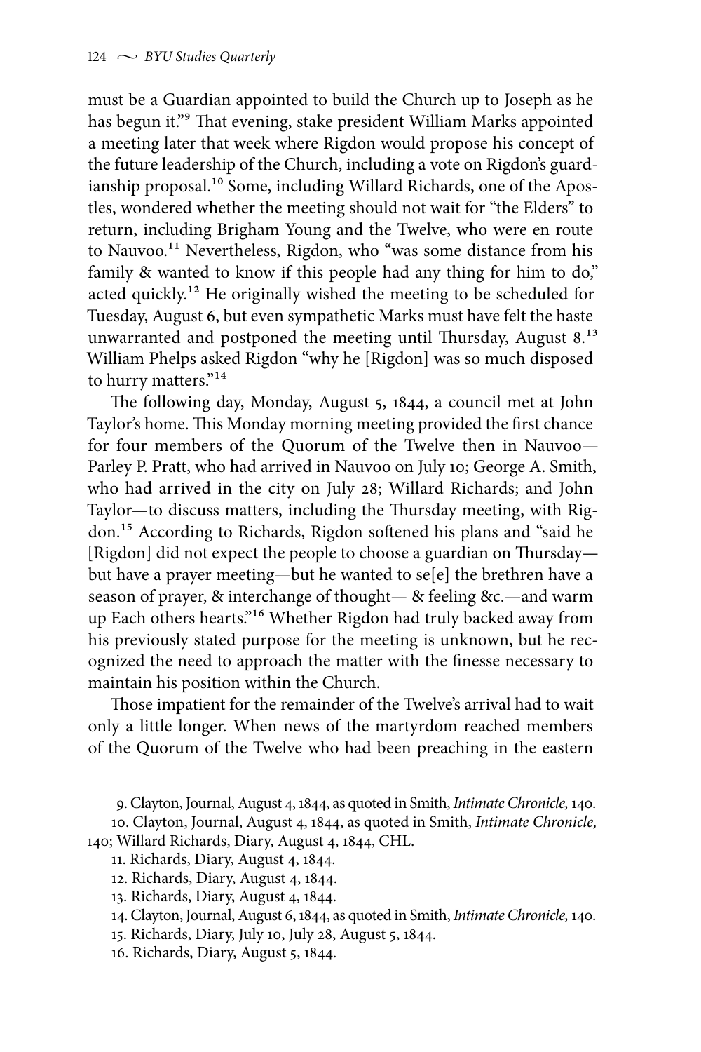must be a Guardian appointed to build the Church up to Joseph as he has begun it."[9] That evening, stake president William Marks appointed a meeting later that week where Rigdon would propose his concept of the future leadership of the Church, including a vote on Rigdon's guardianship proposal.[10] Some, including Willard Richards, one of the Apostles, wondered whether the meeting should not wait for "the Elders" to return, including Brigham Young and the Twelve, who were en route to Nauvoo.[11] Nevertheless, Rigdon, who "was some distance from his family & wanted to know if this people had any thing for him to do," acted quickly.[12] He originally wished the meeting to be scheduled for Tuesday, August 6, but even sympathetic Marks must have felt the haste unwarranted and postponed the meeting until Thursday, August 8.[13] William Phelps asked Rigdon "why he [Rigdon] was so much disposed to hurry matters."[14]

The following day, Monday, August 5, 1844, a council met at John Taylor's home. This Monday morning meeting provided the first chance for four members of the Quorum of the Twelve then in Nauvoo—Parley P. Pratt, who had arrived in Nauvoo on July 10; George A. Smith, who had arrived in the city on July 28; Willard Richards; and John Taylor—to discuss matters, including the Thursday meeting, with Rigdon.[15] According to Richards, Rigdon softened his plans and "said he [Rigdon] did not expect the people to choose a guardian on Thursday—but have a prayer meeting—but he wanted to se[e] the brethren have a season of prayer, & interchange of thought— & feeling &c.—and warm up Each others hearts."[16] Whether Rigdon had truly backed away from his previously stated purpose for the meeting is unknown, but he recognized the need to approach the matter with the finesse necessary to maintain his position within the Church.

Those impatient for the remainder of the Twelve's arrival had to wait only a little longer. When news of the martyrdom reached members of the Quorum of the Twelve who had been preaching in the eastern

---

9. Clayton, Journal, August 4, 1844, as quoted in Smith, *Intimate Chronicle,* 140.

10. Clayton, Journal, August 4, 1844, as quoted in Smith, *Intimate Chronicle,* 140; Willard Richards, Diary, August 4, 1844, CHL.

11. Richards, Diary, August 4, 1844.

12. Richards, Diary, August 4, 1844.

13. Richards, Diary, August 4, 1844.

14. Clayton, Journal, August 6, 1844, as quoted in Smith, *Intimate Chronicle,* 140.

15. Richards, Diary, July 10, July 28, August 5, 1844.

16. Richards, Diary, August 5, 1844.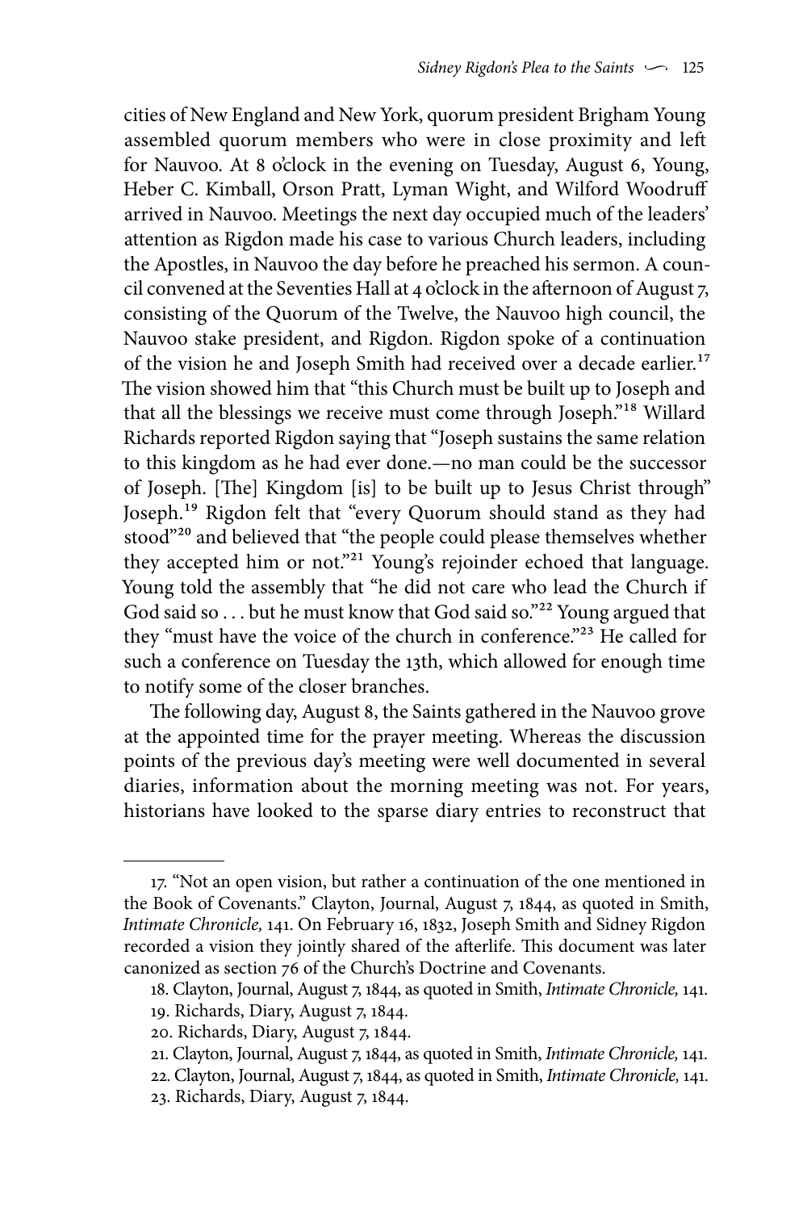cities of New England and New York, quorum president Brigham Young assembled quorum members who were in close proximity and left for Nauvoo. At 8 o'clock in the evening on Tuesday, August 6, Young, Heber C. Kimball, Orson Pratt, Lyman Wight, and Wilford Woodruff arrived in Nauvoo. Meetings the next day occupied much of the leaders' attention as Rigdon made his case to various Church leaders, including the Apostles, in Nauvoo the day before he preached his sermon. A council convened at the Seventies Hall at 4 o'clock in the afternoon of August 7, consisting of the Quorum of the Twelve, the Nauvoo high council, the Nauvoo stake president, and Rigdon. Rigdon spoke of a continuation of the vision he and Joseph Smith had received over a decade earlier.[17] The vision showed him that "this Church must be built up to Joseph and that all the blessings we receive must come through Joseph."[18] Willard Richards reported Rigdon saying that "Joseph sustains the same relation to this kingdom as he had ever done.—no man could be the successor of Joseph. [The] Kingdom [is] to be built up to Jesus Christ through" Joseph.[19] Rigdon felt that "every Quorum should stand as they had stood"[20] and believed that "the people could please themselves whether they accepted him or not."[21] Young's rejoinder echoed that language. Young told the assembly that "he did not care who lead the Church if God said so . . . but he must know that God said so."[22] Young argued that they "must have the voice of the church in conference."[23] He called for such a conference on Tuesday the 13th, which allowed for enough time to notify some of the closer branches.

The following day, August 8, the Saints gathered in the Nauvoo grove at the appointed time for the prayer meeting. Whereas the discussion points of the previous day's meeting were well documented in several diaries, information about the morning meeting was not. For years, historians have looked to the sparse diary entries to reconstruct that

---

17. "Not an open vision, but rather a continuation of the one mentioned in the Book of Covenants." Clayton, Journal, August 7, 1844, as quoted in Smith, *Intimate Chronicle,* 141. On February 16, 1832, Joseph Smith and Sidney Rigdon recorded a vision they jointly shared of the afterlife. This document was later canonized as section 76 of the Church's Doctrine and Covenants.

18. Clayton, Journal, August 7, 1844, as quoted in Smith, *Intimate Chronicle,* 141.

19. Richards, Diary, August 7, 1844.

20. Richards, Diary, August 7, 1844.

21. Clayton, Journal, August 7, 1844, as quoted in Smith, *Intimate Chronicle,* 141.

22. Clayton, Journal, August 7, 1844, as quoted in Smith, *Intimate Chronicle,* 141.

23. Richards, Diary, August 7, 1844.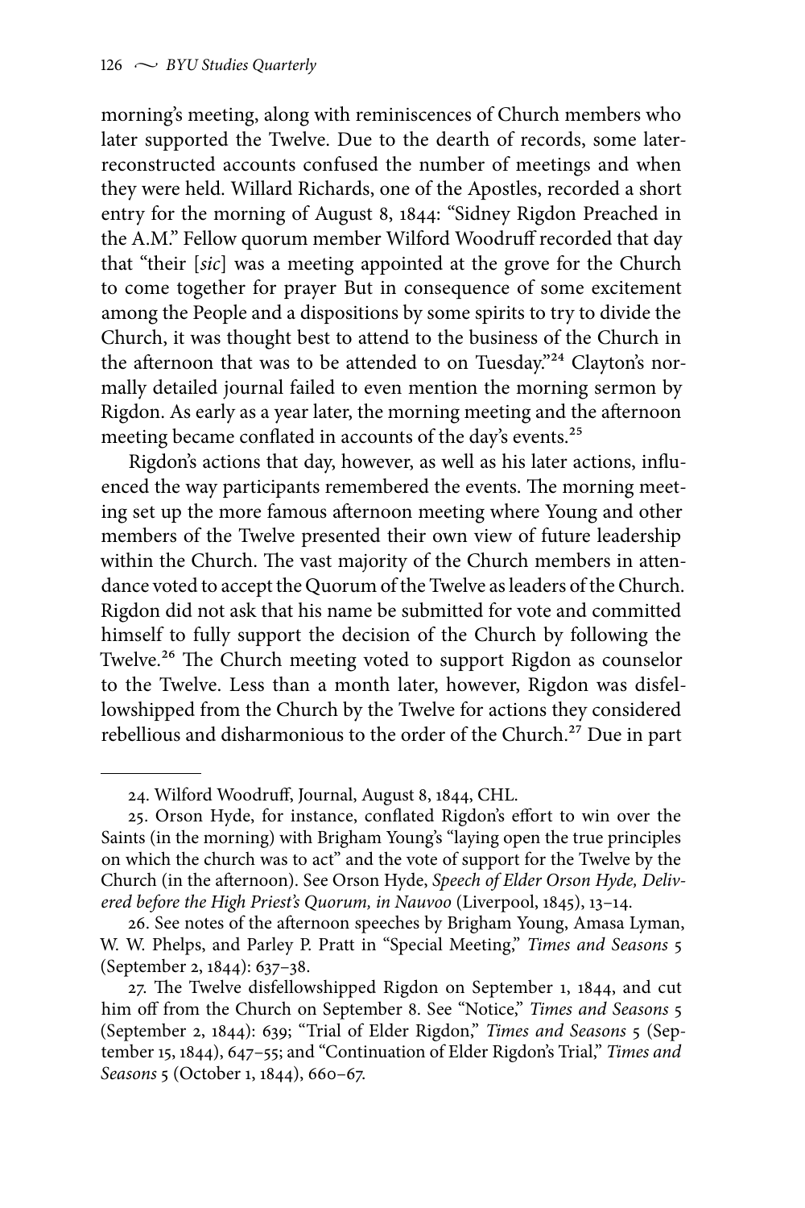morning's meeting, along with reminiscences of Church members who later supported the Twelve. Due to the dearth of records, some later-reconstructed accounts confused the number of meetings and when they were held. Willard Richards, one of the Apostles, recorded a short entry for the morning of August 8, 1844: "Sidney Rigdon Preached in the A.M." Fellow quorum member Wilford Woodruff recorded that day that "their [*sic*] was a meeting appointed at the grove for the Church to come together for prayer But in consequence of some excitement among the People and a dispositions by some spirits to try to divide the Church, it was thought best to attend to the business of the Church in the afternoon that was to be attended to on Tuesday."[24] Clayton's normally detailed journal failed to even mention the morning sermon by Rigdon. As early as a year later, the morning meeting and the afternoon meeting became conflated in accounts of the day's events.[25]

Rigdon's actions that day, however, as well as his later actions, influenced the way participants remembered the events. The morning meeting set up the more famous afternoon meeting where Young and other members of the Twelve presented their own view of future leadership within the Church. The vast majority of the Church members in attendance voted to accept the Quorum of the Twelve as leaders of the Church. Rigdon did not ask that his name be submitted for vote and committed himself to fully support the decision of the Church by following the Twelve.[26] The Church meeting voted to support Rigdon as counselor to the Twelve. Less than a month later, however, Rigdon was disfellowshipped from the Church by the Twelve for actions they considered rebellious and disharmonious to the order of the Church.[27] Due in part

---

24. Wilford Woodruff, Journal, August 8, 1844, CHL.

25. Orson Hyde, for instance, conflated Rigdon's effort to win over the Saints (in the morning) with Brigham Young's "laying open the true principles on which the church was to act" and the vote of support for the Twelve by the Church (in the afternoon). See Orson Hyde, *Speech of Elder Orson Hyde, Delivered before the High Priest's Quorum, in Nauvoo* (Liverpool, 1845), 13–14.

26. See notes of the afternoon speeches by Brigham Young, Amasa Lyman, W. W. Phelps, and Parley P. Pratt in "Special Meeting," *Times and Seasons* 5 (September 2, 1844): 637–38.

27. The Twelve disfellowshipped Rigdon on September 1, 1844, and cut him off from the Church on September 8. See "Notice," *Times and Seasons* 5 (September 2, 1844): 639; "Trial of Elder Rigdon," *Times and Seasons* 5 (September 15, 1844), 647–55; and "Continuation of Elder Rigdon's Trial," *Times and Seasons* 5 (October 1, 1844), 660–67.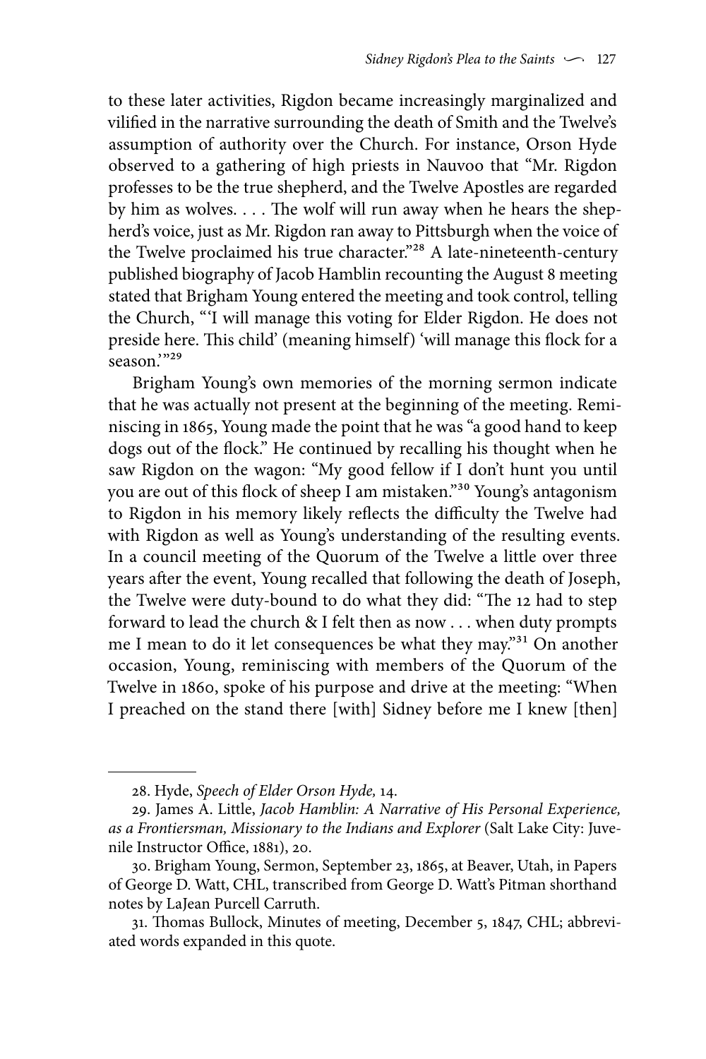to these later activities, Rigdon became increasingly marginalized and vilified in the narrative surrounding the death of Smith and the Twelve's assumption of authority over the Church. For instance, Orson Hyde observed to a gathering of high priests in Nauvoo that "Mr. Rigdon professes to be the true shepherd, and the Twelve Apostles are regarded by him as wolves. . . . The wolf will run away when he hears the shepherd's voice, just as Mr. Rigdon ran away to Pittsburgh when the voice of the Twelve proclaimed his true character."[28] A late-nineteenth-century published biography of Jacob Hamblin recounting the August 8 meeting stated that Brigham Young entered the meeting and took control, telling the Church, "'I will manage this voting for Elder Rigdon. He does not preside here. This child' (meaning himself) 'will manage this flock for a season.'"[29]

Brigham Young's own memories of the morning sermon indicate that he was actually not present at the beginning of the meeting. Reminiscing in 1865, Young made the point that he was "a good hand to keep dogs out of the flock." He continued by recalling his thought when he saw Rigdon on the wagon: "My good fellow if I don't hunt you until you are out of this flock of sheep I am mistaken."[30] Young's antagonism to Rigdon in his memory likely reflects the difficulty the Twelve had with Rigdon as well as Young's understanding of the resulting events. In a council meeting of the Quorum of the Twelve a little over three years after the event, Young recalled that following the death of Joseph, the Twelve were duty-bound to do what they did: "The 12 had to step forward to lead the church & I felt then as now . . . when duty prompts me I mean to do it let consequences be what they may."[31] On another occasion, Young, reminiscing with members of the Quorum of the Twelve in 1860, spoke of his purpose and drive at the meeting: "When I preached on the stand there [with] Sidney before me I knew [then]

---

28. Hyde, *Speech of Elder Orson Hyde,* 14.

29. James A. Little, *Jacob Hamblin: A Narrative of His Personal Experience, as a Frontiersman, Missionary to the Indians and Explorer* (Salt Lake City: Juvenile Instructor Office, 1881), 20.

30. Brigham Young, Sermon, September 23, 1865, at Beaver, Utah, in Papers of George D. Watt, CHL, transcribed from George D. Watt's Pitman shorthand notes by LaJean Purcell Carruth.

31. Thomas Bullock, Minutes of meeting, December 5, 1847, CHL; abbreviated words expanded in this quote.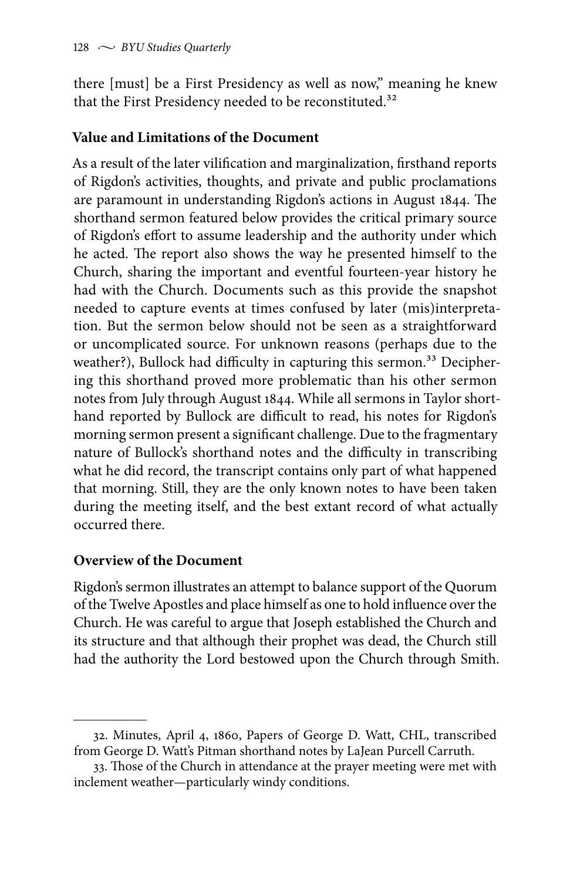there [must] be a First Presidency as well as now," meaning he knew that the First Presidency needed to be reconstituted.[32]

### Value and Limitations of the Document

As a result of the later vilification and marginalization, firsthand reports of Rigdon's activities, thoughts, and private and public proclamations are paramount in understanding Rigdon's actions in August 1844. The shorthand sermon featured below provides the critical primary source of Rigdon's effort to assume leadership and the authority under which he acted. The report also shows the way he presented himself to the Church, sharing the important and eventful fourteen-year history he had with the Church. Documents such as this provide the snapshot needed to capture events at times confused by later (mis)interpretation. But the sermon below should not be seen as a straightforward or uncomplicated source. For unknown reasons (perhaps due to the weather?), Bullock had difficulty in capturing this sermon.[33] Deciphering this shorthand proved more problematic than his other sermon notes from July through August 1844. While all sermons in Taylor shorthand reported by Bullock are difficult to read, his notes for Rigdon's morning sermon present a significant challenge. Due to the fragmentary nature of Bullock's shorthand notes and the difficulty in transcribing what he did record, the transcript contains only part of what happened that morning. Still, they are the only known notes to have been taken during the meeting itself, and the best extant record of what actually occurred there.

### Overview of the Document

Rigdon's sermon illustrates an attempt to balance support of the Quorum of the Twelve Apostles and place himself as one to hold influence over the Church. He was careful to argue that Joseph established the Church and its structure and that although their prophet was dead, the Church still had the authority the Lord bestowed upon the Church through Smith.

---

32. Minutes, April 4, 1860, Papers of George D. Watt, CHL, transcribed from George D. Watt's Pitman shorthand notes by LaJean Purcell Carruth.

33. Those of the Church in attendance at the prayer meeting were met with inclement weather—particularly windy conditions.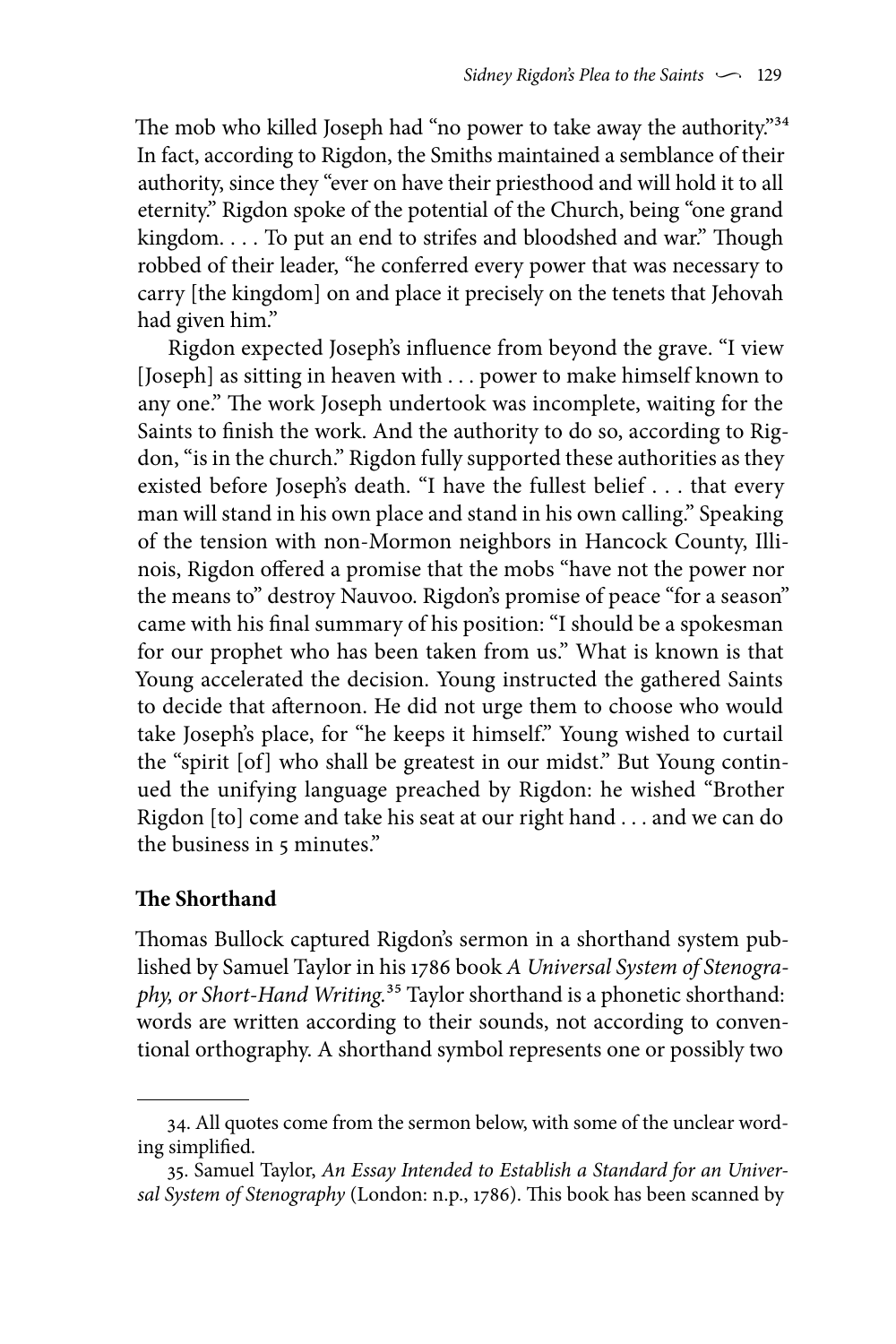The mob who killed Joseph had "no power to take away the authority."[34] In fact, according to Rigdon, the Smiths maintained a semblance of their authority, since they "ever on have their priesthood and will hold it to all eternity." Rigdon spoke of the potential of the Church, being "one grand kingdom. . . . To put an end to strifes and bloodshed and war." Though robbed of their leader, "he conferred every power that was necessary to carry [the kingdom] on and place it precisely on the tenets that Jehovah had given him."

Rigdon expected Joseph's influence from beyond the grave. "I view [Joseph] as sitting in heaven with . . . power to make himself known to any one." The work Joseph undertook was incomplete, waiting for the Saints to finish the work. And the authority to do so, according to Rigdon, "is in the church." Rigdon fully supported these authorities as they existed before Joseph's death. "I have the fullest belief . . . that every man will stand in his own place and stand in his own calling." Speaking of the tension with non-Mormon neighbors in Hancock County, Illinois, Rigdon offered a promise that the mobs "have not the power nor the means to" destroy Nauvoo. Rigdon's promise of peace "for a season" came with his final summary of his position: "I should be a spokesman for our prophet who has been taken from us." What is known is that Young accelerated the decision. Young instructed the gathered Saints to decide that afternoon. He did not urge them to choose who would take Joseph's place, for "he keeps it himself." Young wished to curtail the "spirit [of] who shall be greatest in our midst." But Young continued the unifying language preached by Rigdon: he wished "Brother Rigdon [to] come and take his seat at our right hand . . . and we can do the business in 5 minutes."

## The Shorthand

Thomas Bullock captured Rigdon's sermon in a shorthand system published by Samuel Taylor in his 1786 book *A Universal System of Stenography, or Short-Hand Writing.*[35] Taylor shorthand is a phonetic shorthand: words are written according to their sounds, not according to conventional orthography. A shorthand symbol represents one or possibly two

---

34. All quotes come from the sermon below, with some of the unclear wording simplified.

35. Samuel Taylor, *An Essay Intended to Establish a Standard for an Universal System of Stenography* (London: n.p., 1786). This book has been scanned by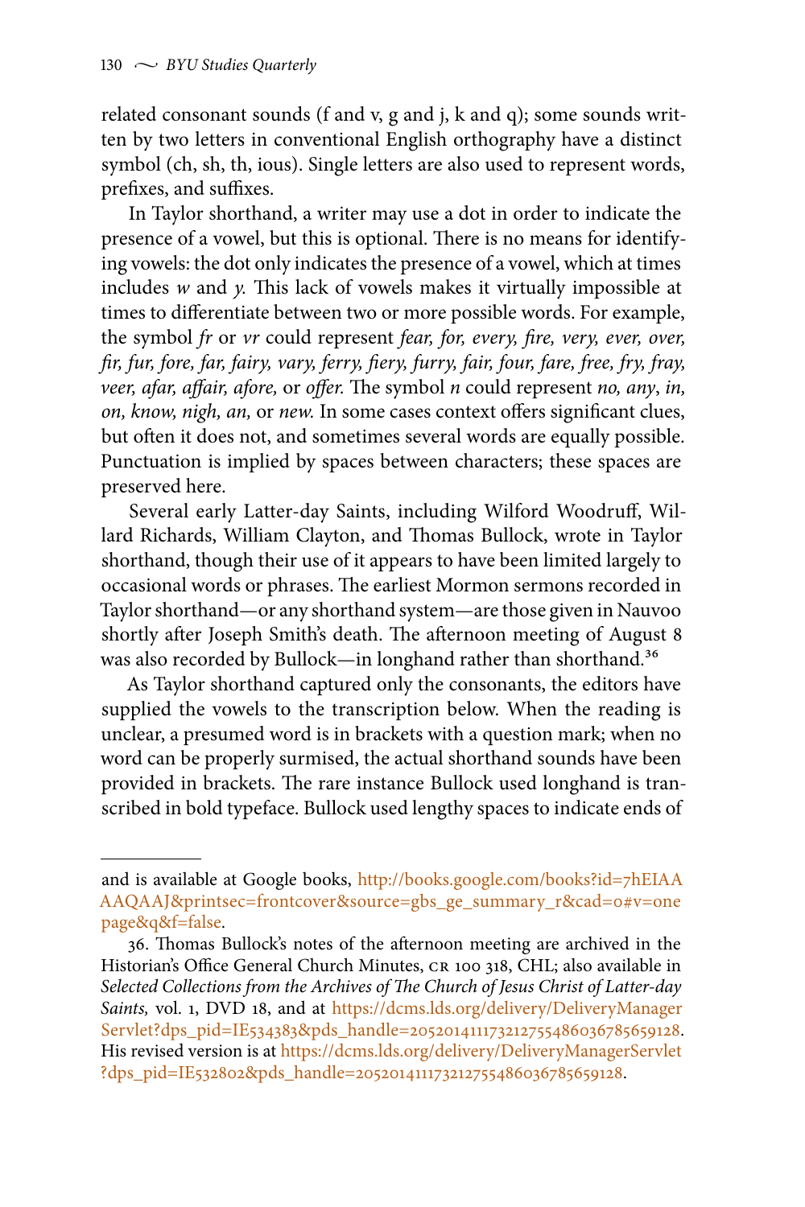related consonant sounds (f and v, g and j, k and q); some sounds written by two letters in conventional English orthography have a distinct symbol (ch, sh, th, ious). Single letters are also used to represent words, prefixes, and suffixes.

In Taylor shorthand, a writer may use a dot in order to indicate the presence of a vowel, but this is optional. There is no means for identifying vowels: the dot only indicates the presence of a vowel, which at times includes *w* and *y.* This lack of vowels makes it virtually impossible at times to differentiate between two or more possible words. For example, the symbol *fr* or *vr* could represent *fear, for, every, fire, very, ever, over, fir, fur, fore, far, fairy, vary, ferry, fiery, furry, fair, four, fare, free, fry, fray, veer, afar, affair, afore,* or *offer.* The symbol *n* could represent *no, any*, *in, on, know, nigh, an,* or *new.* In some cases context offers significant clues, but often it does not, and sometimes several words are equally possible. Punctuation is implied by spaces between characters; these spaces are preserved here.

Several early Latter-day Saints, including Wilford Woodruff, Willard Richards, William Clayton, and Thomas Bullock, wrote in Taylor shorthand, though their use of it appears to have been limited largely to occasional words or phrases. The earliest Mormon sermons recorded in Taylor shorthand—or any shorthand system—are those given in Nauvoo shortly after Joseph Smith's death. The afternoon meeting of August 8 was also recorded by Bullock—in longhand rather than shorthand.[36]

As Taylor shorthand captured only the consonants, the editors have supplied the vowels to the transcription below. When the reading is unclear, a presumed word is in brackets with a question mark; when no word can be properly surmised, the actual shorthand sounds have been provided in brackets. The rare instance Bullock used longhand is transcribed in bold typeface. Bullock used lengthy spaces to indicate ends of

---

and is available at Google books, http://books.google.com/books?id=7hEIAAAAQAAJ&printsec=frontcover&source=gbs_ge_summary_r&cad=0#v=onepage&q&f=false.

36. Thomas Bullock's notes of the afternoon meeting are archived in the Historian's Office General Church Minutes, CR 100 318, CHL; also available in *Selected Collections from the Archives of The Church of Jesus Christ of Latter-day Saints,* vol. 1, DVD 18, and at https://dcms.lds.org/delivery/DeliveryManagerServlet?dps_pid=IE534383&pds_handle=20520141117321275548603678565912​8. His revised version is at https://dcms.lds.org/delivery/DeliveryManagerServlet?dps_pid=IE532802&pds_handle=205201411173212755486036785659128.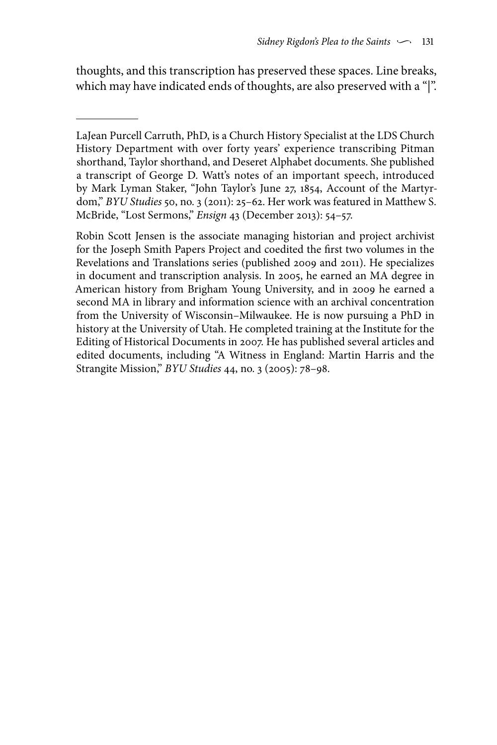thoughts, and this transcription has preserved these spaces. Line breaks, which may have indicated ends of thoughts, are also preserved with a "|".

---

LaJean Purcell Carruth, PhD, is a Church History Specialist at the LDS Church History Department with over forty years' experience transcribing Pitman shorthand, Taylor shorthand, and Deseret Alphabet documents. She published a transcript of George D. Watt's notes of an important speech, introduced by Mark Lyman Staker, "John Taylor's June 27, 1854, Account of the Martyrdom," *BYU Studies* 50, no. 3 (2011): 25–62. Her work was featured in Matthew S. McBride, "Lost Sermons," *Ensign* 43 (December 2013): 54–57.

Robin Scott Jensen is the associate managing historian and project archivist for the Joseph Smith Papers Project and coedited the first two volumes in the Revelations and Translations series (published 2009 and 2011). He specializes in document and transcription analysis. In 2005, he earned an MA degree in American history from Brigham Young University, and in 2009 he earned a second MA in library and information science with an archival concentration from the University of Wisconsin–Milwaukee. He is now pursuing a PhD in history at the University of Utah. He completed training at the Institute for the Editing of Historical Documents in 2007. He has published several articles and edited documents, including "A Witness in England: Martin Harris and the Strangite Mission," *BYU Studies* 44, no. 3 (2005): 78–98.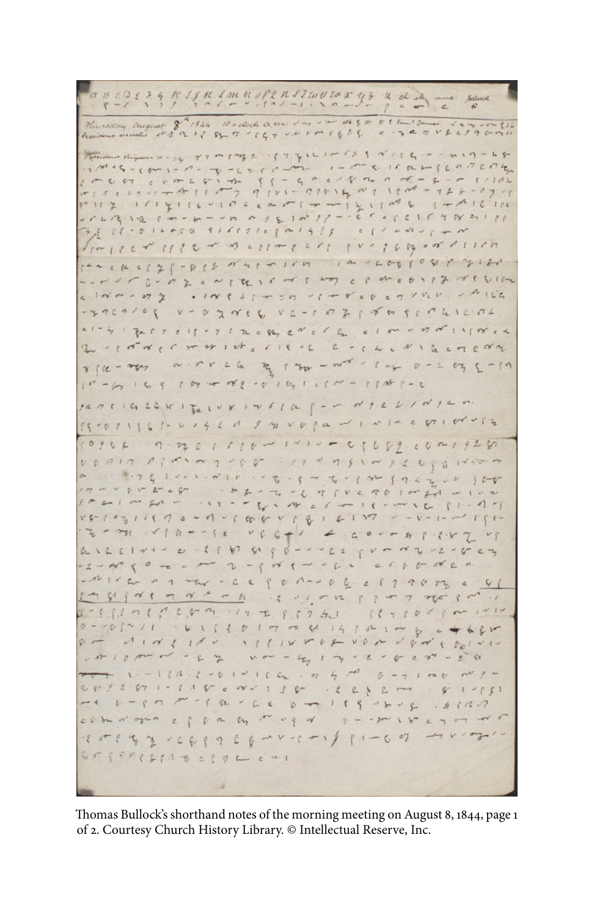Thomas Bullock's shorthand notes of the morning meeting on August 8, 1844, page 1 of 2. Courtesy Church History Library. © Intellectual Reserve, Inc.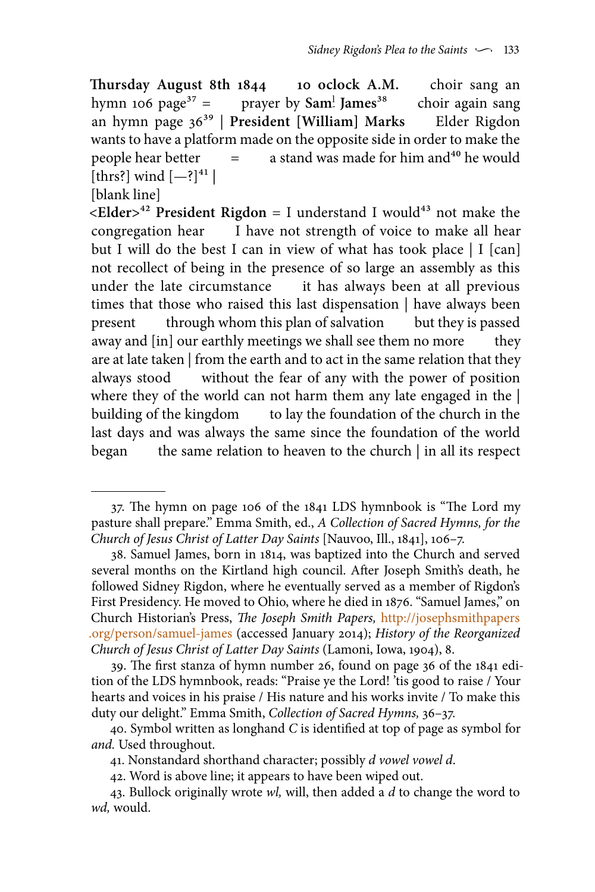**Thursday August 8th 1844 10 oclock A.M.** choir sang an hymn 106 page[37] = prayer by **Saml James**[38] choir again sang an hymn page 36[39] | **President [William] Marks** Elder Rigdon wants to have a platform made on the opposite side in order to make the people hear better = a stand was made for him and[40] he would [thrs?] wind [—?][41] |

[blank line]

<**Elder**>[42] **President Rigdon** = I understand I would[43] not make the congregation hear I have not strength of voice to make all hear but I will do the best I can in view of what has took place | I [can] not recollect of being in the presence of so large an assembly as this under the late circumstance it has always been at all previous times that those who raised this last dispensation | have always been present through whom this plan of salvation but they is passed away and [in] our earthly meetings we shall see them no more they are at late taken | from the earth and to act in the same relation that they always stood without the fear of any with the power of position where they of the world can not harm them any late engaged in the | building of the kingdom to lay the foundation of the church in the last days and was always the same since the foundation of the world began the same relation to heaven to the church | in all its respect

---

37. The hymn on page 106 of the 1841 LDS hymnbook is "The Lord my pasture shall prepare." Emma Smith, ed., *A Collection of Sacred Hymns, for the Church of Jesus Christ of Latter Day Saints* [Nauvoo, Ill., 1841], 106–7.

38. Samuel James, born in 1814, was baptized into the Church and served several months on the Kirtland high council. After Joseph Smith's death, he followed Sidney Rigdon, where he eventually served as a member of Rigdon's First Presidency. He moved to Ohio, where he died in 1876. "Samuel James," on Church Historian's Press, *The Joseph Smith Papers,* http://josephsmithpapers.org/person/samuel-james (accessed January 2014); *History of the Reorganized Church of Jesus Christ of Latter Day Saints* (Lamoni, Iowa, 1904), 8.

39. The first stanza of hymn number 26, found on page 36 of the 1841 edition of the LDS hymnbook, reads: "Praise ye the Lord! 'tis good to raise / Your hearts and voices in his praise / His nature and his works invite / To make this duty our delight." Emma Smith, *Collection of Sacred Hymns,* 36–37.

40. Symbol written as longhand *C* is identified at top of page as symbol for *and.* Used throughout.

41. Nonstandard shorthand character; possibly *d vowel vowel d.*

42. Word is above line; it appears to have been wiped out.

43. Bullock originally wrote *wl,* will, then added a *d* to change the word to *wd,* would.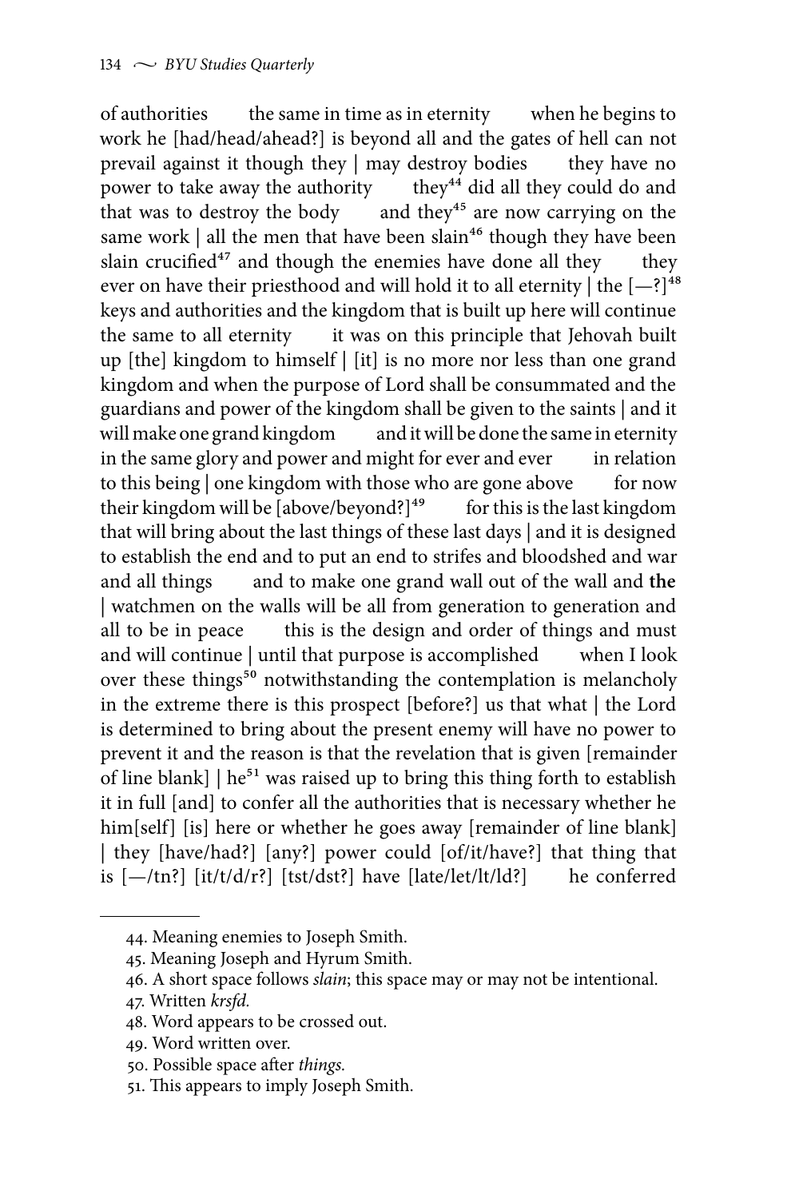of authorities  the same in time as in eternity  when he begins to work he [had/head/ahead?] is beyond all and the gates of hell can not prevail against it though they | may destroy bodies  they have no power to take away the authority  they[44] did all they could do and that was to destroy the body  and they[45] are now carrying on the same work | all the men that have been slain[46] though they have been slain crucified[47] and though the enemies have done all they  they ever on have their priesthood and will hold it to all eternity | the [—?][48] keys and authorities and the kingdom that is built up here will continue the same to all eternity  it was on this principle that Jehovah built up [the] kingdom to himself | [it] is no more nor less than one grand kingdom and when the purpose of Lord shall be consummated and the guardians and power of the kingdom shall be given to the saints | and it will make one grand kingdom  and it will be done the same in eternity in the same glory and power and might for ever and ever  in relation to this being | one kingdom with those who are gone above  for now their kingdom will be [above/beyond?][49]  for this is the last kingdom that will bring about the last things of these last days | and it is designed to establish the end and to put an end to strifes and bloodshed and war and all things  and to make one grand wall out of the wall and **the** | watchmen on the walls will be all from generation to generation and all to be in peace  this is the design and order of things and must and will continue | until that purpose is accomplished  when I look over these things[50] notwithstanding the contemplation is melancholy in the extreme there is this prospect [before?] us that what | the Lord is determined to bring about the present enemy will have no power to prevent it and the reason is that the revelation that is given [remainder of line blank] | he[51] was raised up to bring this thing forth to establish it in full [and] to confer all the authorities that is necessary whether he him[self] [is] here or whether he goes away [remainder of line blank] | they [have/had?] [any?] power could [of/it/have?] that thing that is [—/tn?] [it/t/d/r?] [tst/dst?] have [late/let/lt/ld?]  he conferred

---

44. Meaning enemies to Joseph Smith.

45. Meaning Joseph and Hyrum Smith.

46. A short space follows *slain*; this space may or may not be intentional.

47. Written *krsfd.*

48. Word appears to be crossed out.

49. Word written over.

50. Possible space after *things.*

51. This appears to imply Joseph Smith.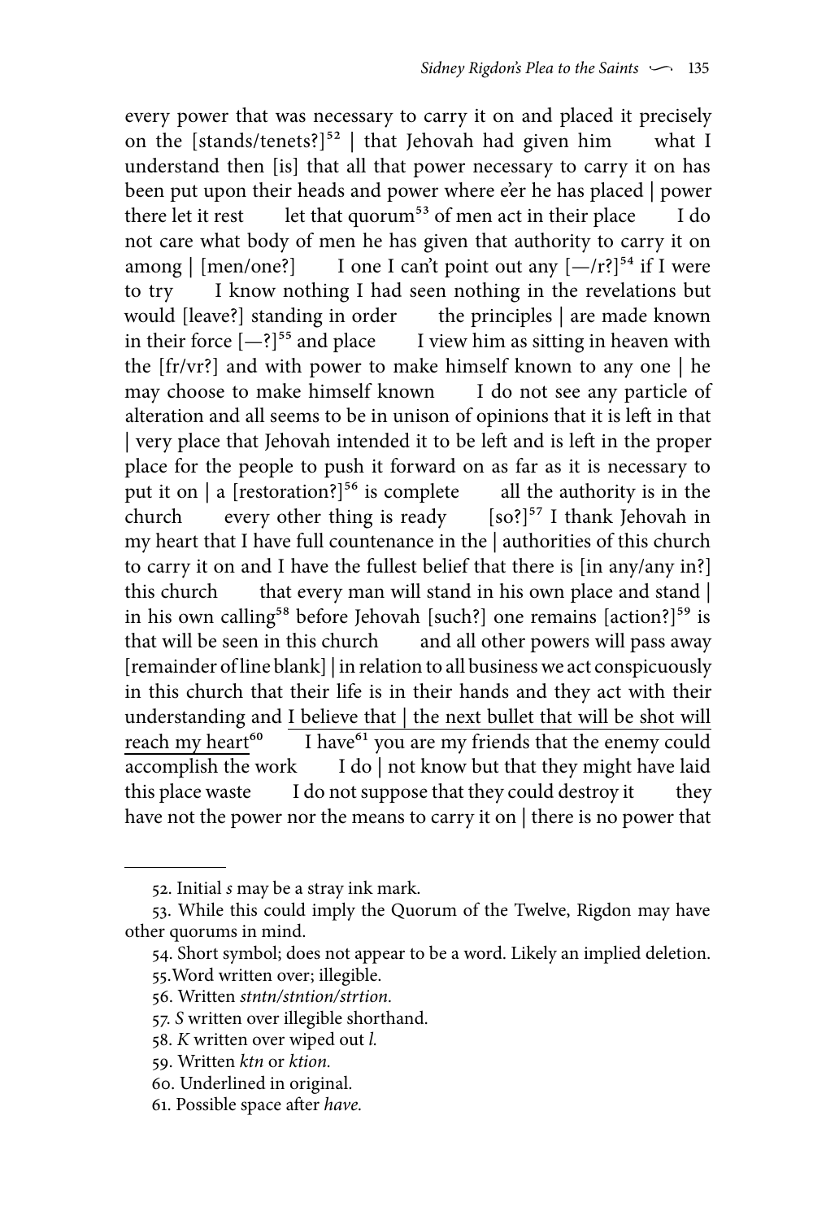every power that was necessary to carry it on and placed it precisely on the [stands/tenets?][52] | that Jehovah had given him what I understand then [is] that all that power necessary to carry it on has been put upon their heads and power where e'er he has placed | power there let it rest let that quorum[53] of men act in their place I do not care what body of men he has given that authority to carry it on among | [men/one?] I one I can't point out any [—/r?][54] if I were to try I know nothing I had seen nothing in the revelations but would [leave?] standing in order the principles | are made known in their force [—?][55] and place I view him as sitting in heaven with the [fr/vr?] and with power to make himself known to any one | he may choose to make himself known I do not see any particle of alteration and all seems to be in unison of opinions that it is left in that | very place that Jehovah intended it to be left and is left in the proper place for the people to push it forward on as far as it is necessary to put it on | a [restoration?][56] is complete all the authority is in the church every other thing is ready [so?][57] I thank Jehovah in my heart that I have full countenance in the | authorities of this church to carry it on and I have the fullest belief that there is [in any/any in?] this church that every man will stand in his own place and stand | in his own calling[58] before Jehovah [such?] one remains [action?][59] is that will be seen in this church and all other powers will pass away [remainder of line blank] | in relation to all business we act conspicuously in this church that their life is in their hands and they act with their understanding and <u>I believe that | the next bullet that will be shot will reach my heart</u>[60] I have[61] you are my friends that the enemy could accomplish the work I do | not know but that they might have laid this place waste I do not suppose that they could destroy it they have not the power nor the means to carry it on | there is no power that

---

52. Initial *s* may be a stray ink mark.

53. While this could imply the Quorum of the Twelve, Rigdon may have other quorums in mind.

54. Short symbol; does not appear to be a word. Likely an implied deletion.

55. Word written over; illegible.

56. Written *stntn/stntion/strtion.*

57. *S* written over illegible shorthand.

58. *K* written over wiped out *l.*

59. Written *ktn* or *ktion.*

60. Underlined in original.

61. Possible space after *have.*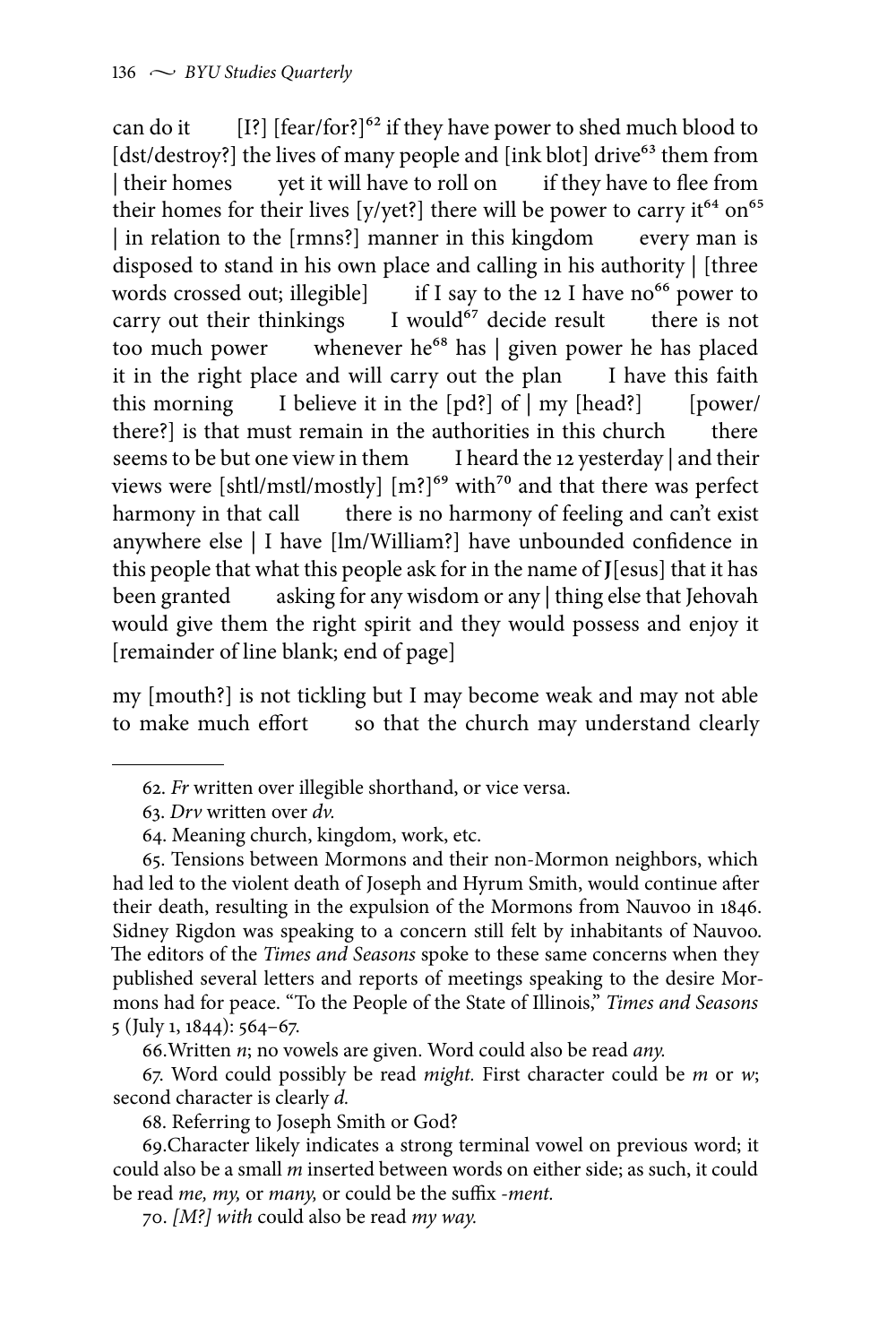can do it [I?] [fear/for?][62] if they have power to shed much blood to [dst/destroy?] the lives of many people and [ink blot] drive[63] them from | their homes yet it will have to roll on if they have to flee from their homes for their lives [y/yet?] there will be power to carry it[64] on[65] | in relation to the [rmns?] manner in this kingdom every man is disposed to stand in his own place and calling in his authority | [three words crossed out; illegible] if I say to the 12 I have no[66] power to carry out their thinkings I would[67] decide result there is not too much power whenever he[68] has | given power he has placed it in the right place and will carry out the plan I have this faith this morning I believe it in the [pd?] of | my [head?] [power/there?] is that must remain in the authorities in this church there seems to be but one view in them I heard the 12 yesterday | and their views were [shtl/mstl/mostly] [m?][69] with[70] and that there was perfect harmony in that call there is no harmony of feeling and can't exist anywhere else | I have [lm/William?] have unbounded confidence in this people that what this people ask for in the name of J[esus] that it has been granted asking for any wisdom or any | thing else that Jehovah would give them the right spirit and they would possess and enjoy it [remainder of line blank; end of page]

my [mouth?] is not tickling but I may become weak and may not able to make much effort so that the church may understand clearly

---

62. *Fr* written over illegible shorthand, or vice versa.

63. *Drv* written over *dv.*

64. Meaning church, kingdom, work, etc.

65. Tensions between Mormons and their non-Mormon neighbors, which had led to the violent death of Joseph and Hyrum Smith, would continue after their death, resulting in the expulsion of the Mormons from Nauvoo in 1846. Sidney Rigdon was speaking to a concern still felt by inhabitants of Nauvoo. The editors of the *Times and Seasons* spoke to these same concerns when they published several letters and reports of meetings speaking to the desire Mormons had for peace. "To the People of the State of Illinois," *Times and Seasons* 5 (July 1, 1844): 564–67.

66. Written *n*; no vowels are given. Word could also be read *any.*

67. Word could possibly be read *might.* First character could be *m* or *w*; second character is clearly *d.*

68. Referring to Joseph Smith or God?

69. Character likely indicates a strong terminal vowel on previous word; it could also be a small *m* inserted between words on either side; as such, it could be read *me, my,* or *many,* or could be the suffix *-ment.*

70. *[M?] with* could also be read *my way.*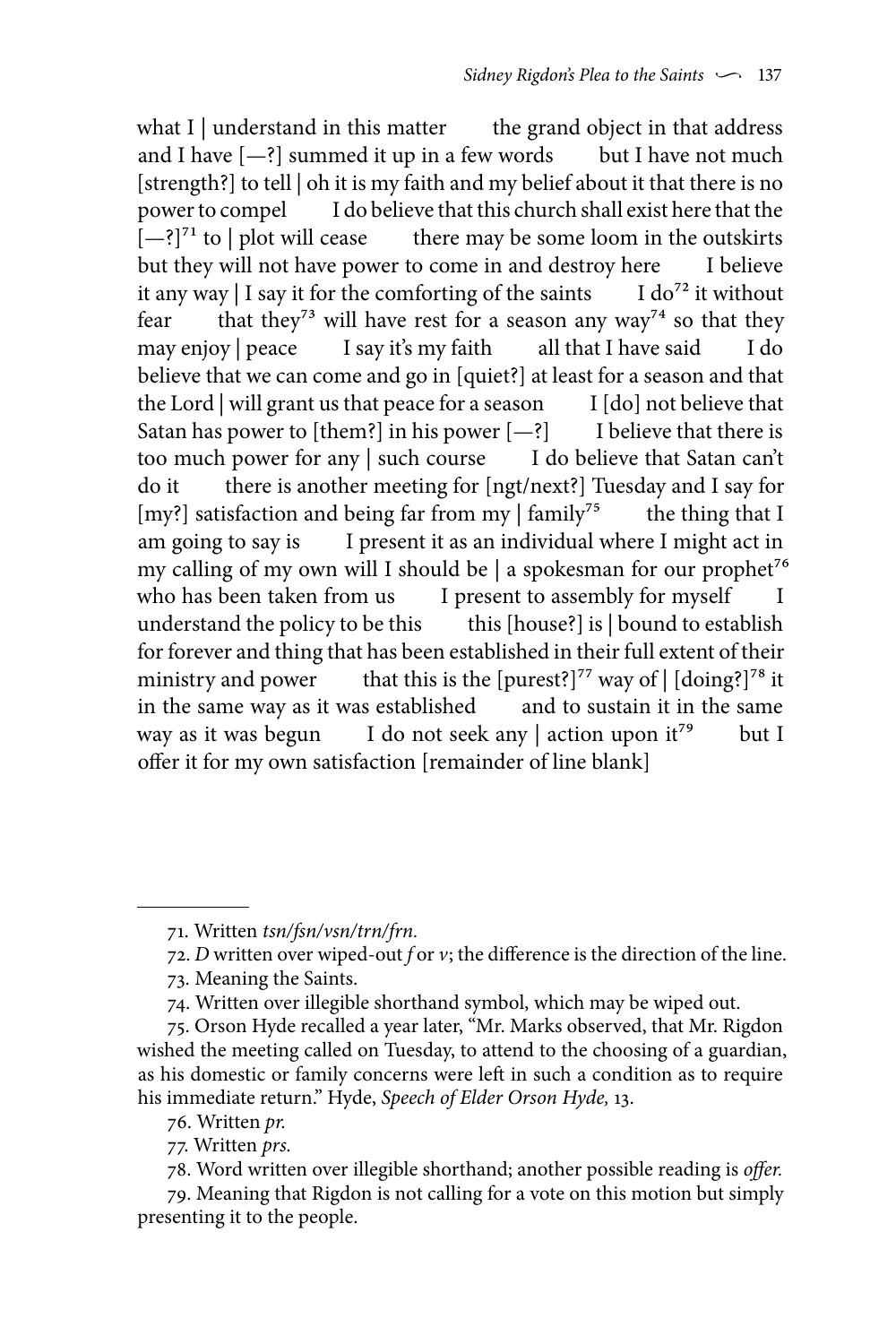what I | understand in this matter    the grand object in that address and I have [—?] summed it up in a few words    but I have not much [strength?] to tell | oh it is my faith and my belief about it that there is no power to compel    I do believe that this church shall exist here that the [—?][71] to | plot will cease    there may be some loom in the outskirts but they will not have power to come in and destroy here    I believe it any way | I say it for the comforting of the saints    I do[72] it without fear    that they[73] will have rest for a season any way[74] so that they may enjoy | peace    I say it's my faith    all that I have said    I do believe that we can come and go in [quiet?] at least for a season and that the Lord | will grant us that peace for a season    I [do] not believe that Satan has power to [them?] in his power [—?]    I believe that there is too much power for any | such course    I do believe that Satan can't do it    there is another meeting for [ngt/next?] Tuesday and I say for [my?] satisfaction and being far from my | family[75]    the thing that I am going to say is    I present it as an individual where I might act in my calling of my own will I should be | a spokesman for our prophet[76] who has been taken from us    I present to assembly for myself    I understand the policy to be this    this [house?] is | bound to establish for forever and thing that has been established in their full extent of their ministry and power    that this is the [purest?][77] way of | [doing?][78] it in the same way as it was established    and to sustain it in the same way as it was begun    I do not seek any | action upon it[79]    but I offer it for my own satisfaction [remainder of line blank]

---

71. Written *tsn/fsn/vsn/trn/frn*.

72. *D* written over wiped-out *f* or *v*; the difference is the direction of the line.

73. Meaning the Saints.

74. Written over illegible shorthand symbol, which may be wiped out.

75. Orson Hyde recalled a year later, "Mr. Marks observed, that Mr. Rigdon wished the meeting called on Tuesday, to attend to the choosing of a guardian, as his domestic or family concerns were left in such a condition as to require his immediate return." Hyde, *Speech of Elder Orson Hyde,* 13.

76. Written *pr.*

77. Written *prs.*

78. Word written over illegible shorthand; another possible reading is *offer.*

79. Meaning that Rigdon is not calling for a vote on this motion but simply presenting it to the people.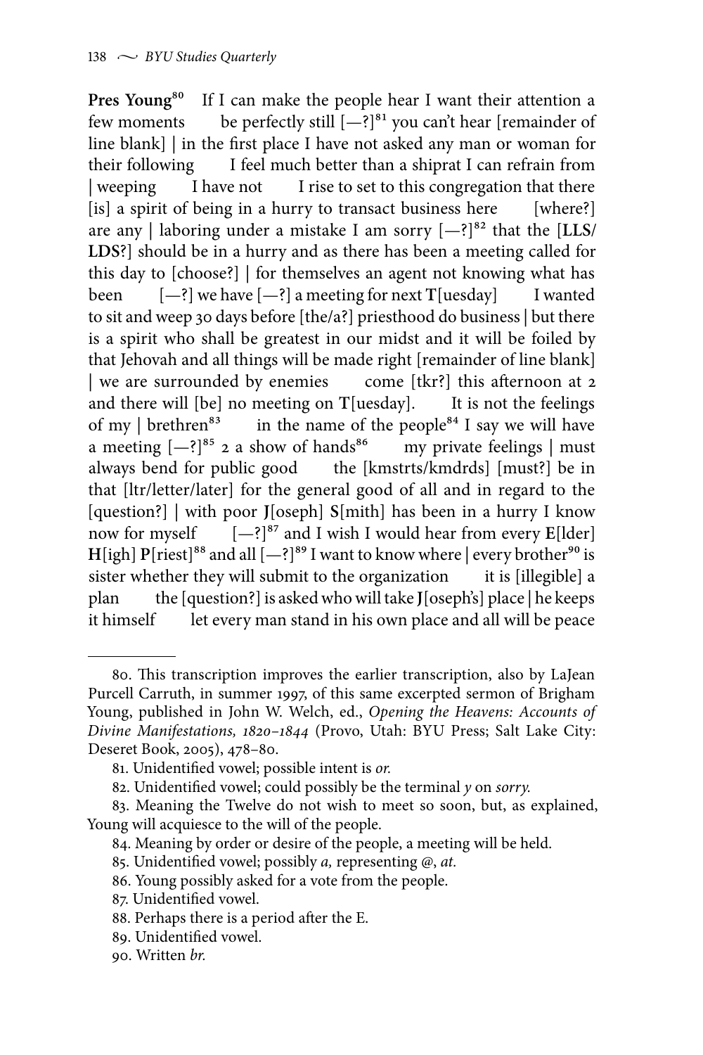**Pres Young**[80] If I can make the people hear I want their attention a few moments be perfectly still [—?][81] you can't hear [remainder of line blank] | in the first place I have not asked any man or woman for their following I feel much better than a shiprat I can refrain from | weeping I have not I rise to set to this congregation that there [is] a spirit of being in a hurry to transact business here [where?] are any | laboring under a mistake I am sorry [—?][82] that the [**LLS**/**LDS**?] should be in a hurry and as there has been a meeting called for this day to [choose?] | for themselves an agent not knowing what has been [—?] we have [—?] a meeting for next **T**[uesday] I wanted to sit and weep 30 days before [the/a?] priesthood do business | but there is a spirit who shall be greatest in our midst and it will be foiled by that Jehovah and all things will be made right [remainder of line blank] | we are surrounded by enemies come [tkr?] this afternoon at 2 and there will [be] no meeting on **T**[uesday]. It is not the feelings of my | brethren[83] in the name of the people[84] I say we will have a meeting [—?][85] 2 a show of hands[86] my private feelings | must always bend for public good the [kmstrts/kmdrds] [must?] be in that [ltr/letter/later] for the general good of all and in regard to the [question?] | with poor **J**[oseph] **S**[mith] has been in a hurry I know now for myself [—?][87] and I wish I would hear from every **E**[lder] **H**[igh] **P**[riest][88] and all [—?][89] I want to know where | every brother[90] is sister whether they will submit to the organization it is [illegible] a plan the [question?] is asked who will take **J**[oseph's] place | he keeps it himself let every man stand in his own place and all will be peace

---

80. This transcription improves the earlier transcription, also by LaJean Purcell Carruth, in summer 1997, of this same excerpted sermon of Brigham Young, published in John W. Welch, ed., *Opening the Heavens: Accounts of Divine Manifestations, 1820–1844* (Provo, Utah: BYU Press; Salt Lake City: Deseret Book, 2005), 478–80.

81. Unidentified vowel; possible intent is *or.*

82. Unidentified vowel; could possibly be the terminal *y* on *sorry.*

83. Meaning the Twelve do not wish to meet so soon, but, as explained, Young will acquiesce to the will of the people.

84. Meaning by order or desire of the people, a meeting will be held.

85. Unidentified vowel; possibly *a,* representing @, *at.*

86. Young possibly asked for a vote from the people.

87. Unidentified vowel.

88. Perhaps there is a period after the E.

89. Unidentified vowel.

90. Written *br.*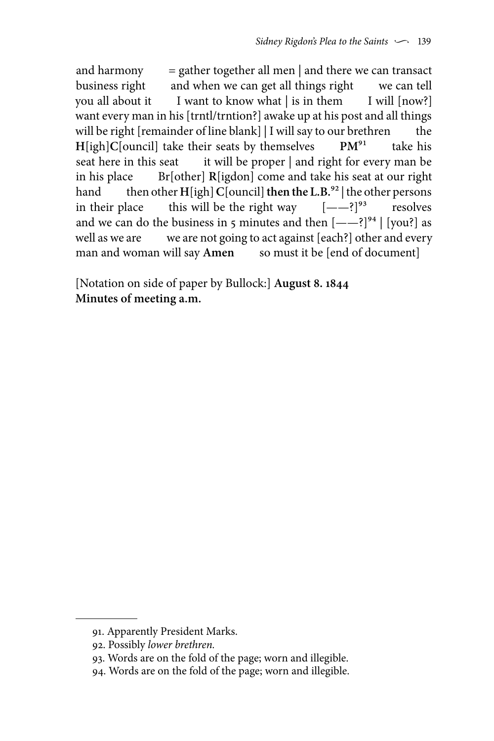and harmony = gather together all men | and there we can transact business right and when we can get all things right we can tell you all about it I want to know what | is in them I will [now?] want every man in his [trntl/trntion?] awake up at his post and all things will be right [remainder of line blank] | I will say to our brethren the **H**[igh]**C**[ouncil] take their seats by themselves **PM**[91] take his seat here in this seat it will be proper | and right for every man be in his place Br[other] **R**[igdon] come and take his seat at our right hand then other **H**[igh] **C**[ouncil] **then the L.B.**[92] | the other persons in their place this will be the right way [——?][93] resolves and we can do the business in 5 minutes and then [——?][94] | [you?] as well as we are we are not going to act against [each?] other and every man and woman will say **Amen** so must it be [end of document]

[Notation on side of paper by Bullock:] **August 8. 1844**
**Minutes of meeting a.m.**

---

91. Apparently President Marks.

92. Possibly *lower brethren.*

93. Words are on the fold of the page; worn and illegible.

94. Words are on the fold of the page; worn and illegible.